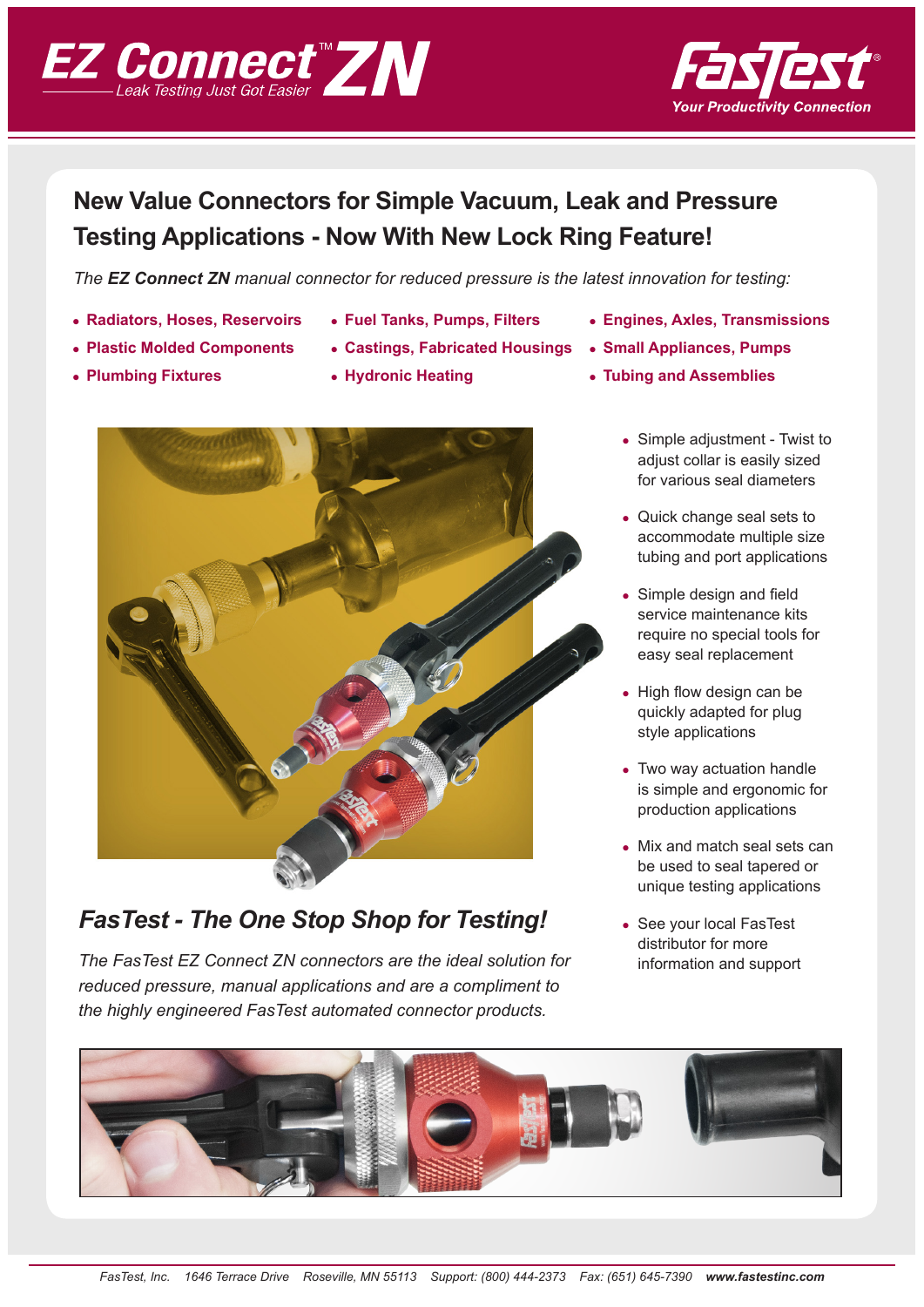# EZ Connect™ ZN

Leak Testing Just Got Easier

**FasTest®** Your Productivity Connection

## New Value Connectors for Simple Vacuum, Leak and Pressure Testing Applications - Now With New Lock Ring Feature!

*The **EZ Connect ZN** manual connector for reduced pressure is the latest innovation for testing:*

- **Radiators, Hoses, Reservoirs**
- **Plastic Molded Components**
- **Plumbing Fixtures**
- **Fuel Tanks, Pumps, Filters**
- **Castings, Fabricated Housings**
- **Hydronic Heating**
- **Engines, Axles, Transmissions**
- **Small Appliances, Pumps**
- **Tubing and Assemblies**

- Simple adjustment - Twist to adjust collar is easily sized for various seal diameters
- Quick change seal sets to accommodate multiple size tubing and port applications
- Simple design and field service maintenance kits require no special tools for easy seal replacement
- High flow design can be quickly adapted for plug style applications
- Two way actuation handle is simple and ergonomic for production applications
- Mix and match seal sets can be used to seal tapered or unique testing applications
- See your local FasTest distributor for more information and support

## *FasTest - The One Stop Shop for Testing!*

*The FasTest EZ Connect ZN connectors are the ideal solution for reduced pressure, manual applications and are a compliment to the highly engineered FasTest automated connector products.*

*FasTest, Inc. 1646 Terrace Drive Roseville, MN 55113 Support: (800) 444-2373 Fax: (651) 645-7390* ***www.fastestinc.com***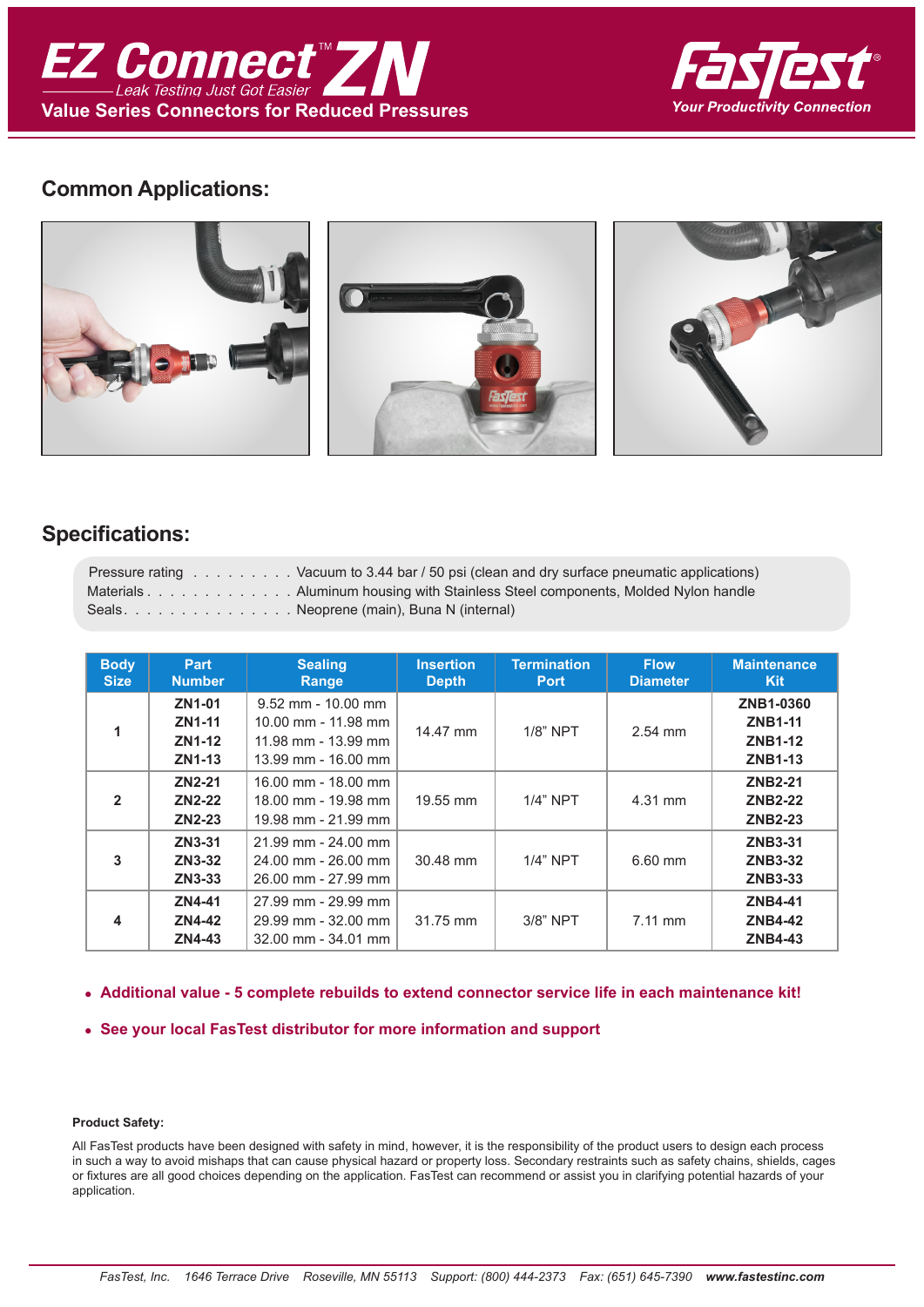# EZ Connect™ ZN

*Leak Testing Just Got Easier*

**Value Series Connectors for Reduced Pressures**

**FasTest** *Your Productivity Connection*

## Common Applications:

## Specifications:

Pressure rating . . . . . . . . . Vacuum to 3.44 bar / 50 psi (clean and dry surface pneumatic applications)
Materials . . . . . . . . . . . . . Aluminum housing with Stainless Steel components, Molded Nylon handle
Seals. . . . . . . . . . . . . . . Neoprene (main), Buna N (internal)

| Body Size | Part Number | Sealing Range | Insertion Depth | Termination Port | Flow Diameter | Maintenance Kit |
|---|---|---|---|---|---|---|
| 1 | ZN1-01<br>ZN1-11<br>ZN1-12<br>ZN1-13 | 9.52 mm - 10.00 mm<br>10.00 mm - 11.98 mm<br>11.98 mm - 13.99 mm<br>13.99 mm - 16.00 mm | 14.47 mm | 1/8" NPT | 2.54 mm | ZNB1-0360<br>ZNB1-11<br>ZNB1-12<br>ZNB1-13 |
| 2 | ZN2-21<br>ZN2-22<br>ZN2-23 | 16.00 mm - 18.00 mm<br>18.00 mm - 19.98 mm<br>19.98 mm - 21.99 mm | 19.55 mm | 1/4" NPT | 4.31 mm | ZNB2-21<br>ZNB2-22<br>ZNB2-23 |
| 3 | ZN3-31<br>ZN3-32<br>ZN3-33 | 21.99 mm - 24.00 mm<br>24.00 mm - 26.00 mm<br>26.00 mm - 27.99 mm | 30.48 mm | 1/4" NPT | 6.60 mm | ZNB3-31<br>ZNB3-32<br>ZNB3-33 |
| 4 | ZN4-41<br>ZN4-42<br>ZN4-43 | 27.99 mm - 29.99 mm<br>29.99 mm - 32.00 mm<br>32.00 mm - 34.01 mm | 31.75 mm | 3/8" NPT | 7.11 mm | ZNB4-41<br>ZNB4-42<br>ZNB4-43 |

- **Additional value - 5 complete rebuilds to extend connector service life in each maintenance kit!**
- **See your local FasTest distributor for more information and support**

**Product Safety:**

All FasTest products have been designed with safety in mind, however, it is the responsibility of the product users to design each process in such a way to avoid mishaps that can cause physical hazard or property loss. Secondary restraints such as safety chains, shields, cages or fixtures are all good choices depending on the application. FasTest can recommend or assist you in clarifying potential hazards of your application.

*FasTest, Inc. 1646 Terrace Drive Roseville, MN 55113 Support: (800) 444-2373 Fax: (651) 645-7390* ***www.fastestinc.com***